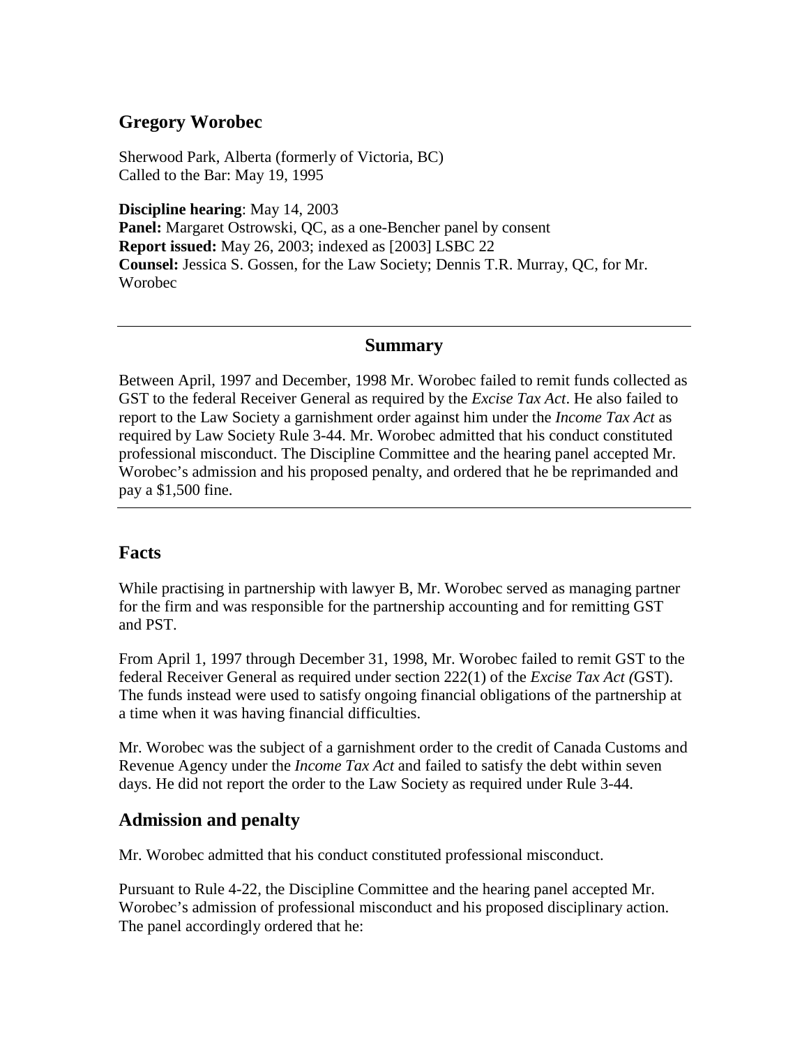## Gregory Worobec

Sherwood Park, Alberta (formerly of Victoria, BC)
Called to the Bar: May 19, 1995

**Discipline hearing**: May 14, 2003
**Panel:** Margaret Ostrowski, QC, as a one-Bencher panel by consent
**Report issued:** May 26, 2003; indexed as [2003] LSBC 22
**Counsel:** Jessica S. Gossen, for the Law Society; Dennis T.R. Murray, QC, for Mr. Worobec

---

### Summary

Between April, 1997 and December, 1998 Mr. Worobec failed to remit funds collected as GST to the federal Receiver General as required by the *Excise Tax Act*. He also failed to report to the Law Society a garnishment order against him under the *Income Tax Act* as required by Law Society Rule 3-44. Mr. Worobec admitted that his conduct constituted professional misconduct. The Discipline Committee and the hearing panel accepted Mr. Worobec's admission and his proposed penalty, and ordered that he be reprimanded and pay a $1,500 fine.

---

## Facts

While practising in partnership with lawyer B, Mr. Worobec served as managing partner for the firm and was responsible for the partnership accounting and for remitting GST and PST.

From April 1, 1997 through December 31, 1998, Mr. Worobec failed to remit GST to the federal Receiver General as required under section 222(1) of the *Excise Tax Act (*GST). The funds instead were used to satisfy ongoing financial obligations of the partnership at a time when it was having financial difficulties.

Mr. Worobec was the subject of a garnishment order to the credit of Canada Customs and Revenue Agency under the *Income Tax Act* and failed to satisfy the debt within seven days. He did not report the order to the Law Society as required under Rule 3-44.

## Admission and penalty

Mr. Worobec admitted that his conduct constituted professional misconduct.

Pursuant to Rule 4-22, the Discipline Committee and the hearing panel accepted Mr. Worobec's admission of professional misconduct and his proposed disciplinary action. The panel accordingly ordered that he: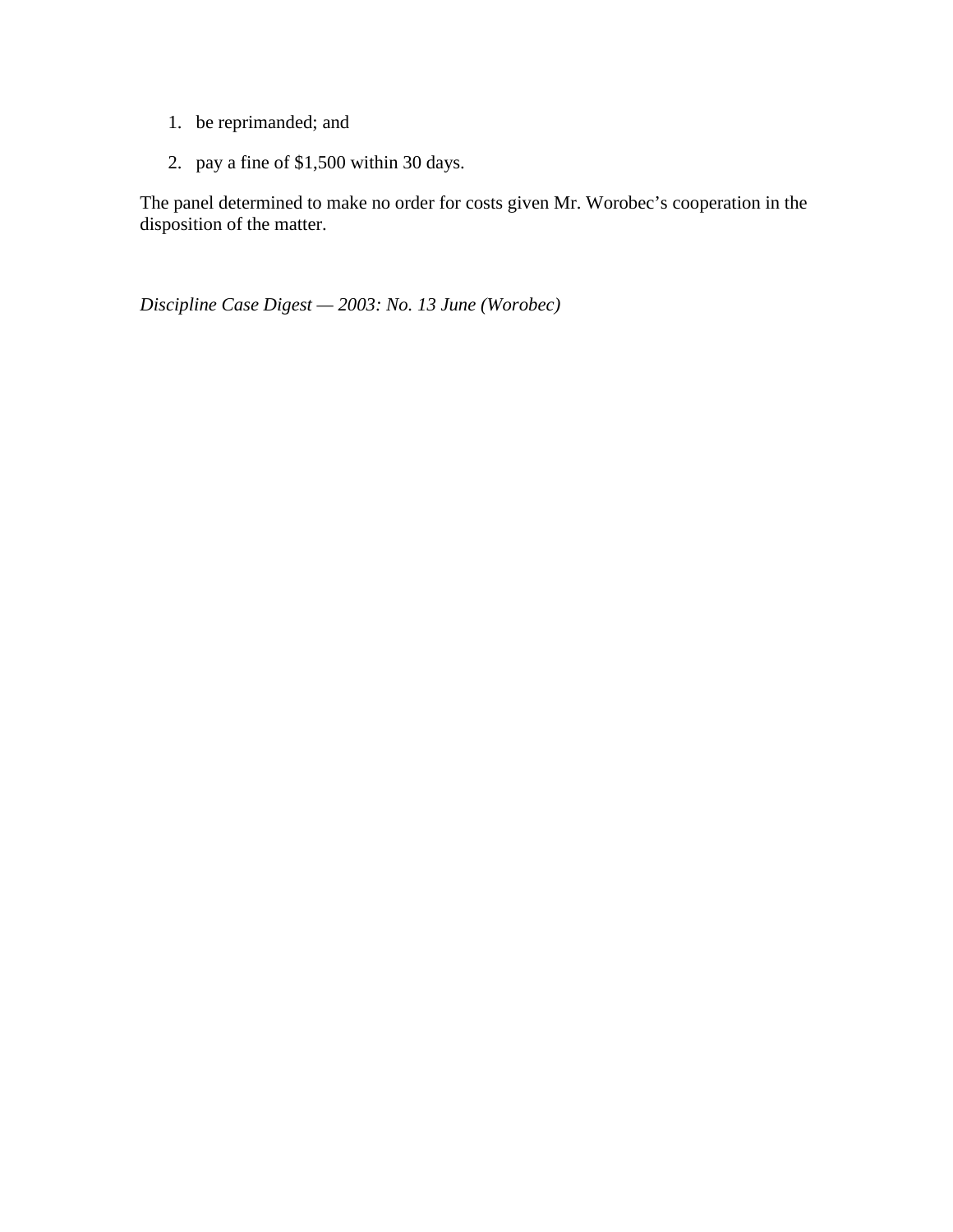1. be reprimanded; and

2. pay a fine of $1,500 within 30 days.

The panel determined to make no order for costs given Mr. Worobec's cooperation in the disposition of the matter.

*Discipline Case Digest — 2003: No. 13 June (Worobec)*